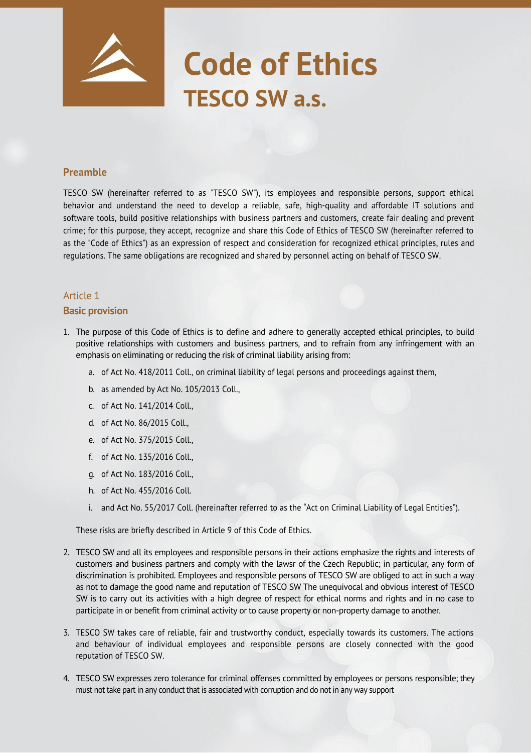# Code of Ethics
## TESCO SW a.s.

### Preamble

TESCO SW (hereinafter referred to as "TESCO SW"), its employees and responsible persons, support ethical behavior and understand the need to develop a reliable, safe, high-quality and affordable IT solutions and software tools, build positive relationships with business partners and customers, create fair dealing and prevent crime; for this purpose, they accept, recognize and share this Code of Ethics of TESCO SW (hereinafter referred to as the "Code of Ethics") as an expression of respect and consideration for recognized ethical principles, rules and regulations. The same obligations are recognized and shared by personnel acting on behalf of TESCO SW.

### Article 1
### Basic provision

1. The purpose of this Code of Ethics is to define and adhere to generally accepted ethical principles, to build positive relationships with customers and business partners, and to refrain from any infringement with an emphasis on eliminating or reducing the risk of criminal liability arising from:

   a. of Act No. 418/2011 Coll., on criminal liability of legal persons and proceedings against them,

   b. as amended by Act No. 105/2013 Coll.,

   c. of Act No. 141/2014 Coll.,

   d. of Act No. 86/2015 Coll.,

   e. of Act No. 375/2015 Coll.,

   f. of Act No. 135/2016 Coll.,

   g. of Act No. 183/2016 Coll.,

   h. of Act No. 455/2016 Coll.

   i. and Act No. 55/2017 Coll. (hereinafter referred to as the "Act on Criminal Liability of Legal Entities").

   These risks are briefly described in Article 9 of this Code of Ethics.

2. TESCO SW and all its employees and responsible persons in their actions emphasize the rights and interests of customers and business partners and comply with the lawsr of the Czech Republic; in particular, any form of discrimination is prohibited. Employees and responsible persons of TESCO SW are obliged to act in such a way as not to damage the good name and reputation of TESCO SW The unequivocal and obvious interest of TESCO SW is to carry out its activities with a high degree of respect for ethical norms and rights and in no case to participate in or benefit from criminal activity or to cause property or non-property damage to another.

3. TESCO SW takes care of reliable, fair and trustworthy conduct, especially towards its customers. The actions and behaviour of individual employees and responsible persons are closely connected with the good reputation of TESCO SW.

4. TESCO SW expresses zero tolerance for criminal offenses committed by employees or persons responsible; they must not take part in any conduct that is associated with corruption and do not in any way support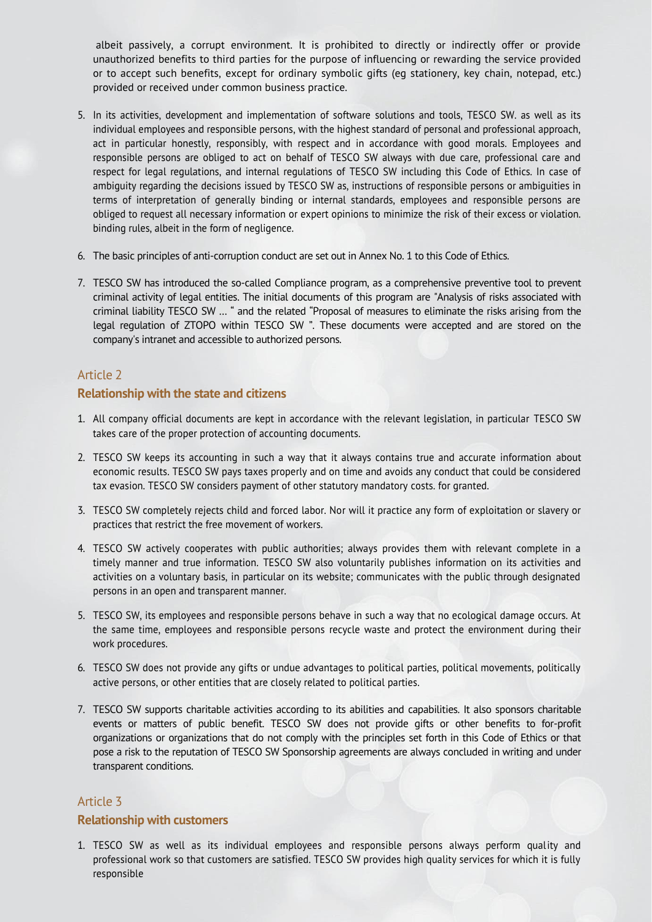albeit passively, a corrupt environment. It is prohibited to directly or indirectly offer or provide unauthorized benefits to third parties for the purpose of influencing or rewarding the service provided or to accept such benefits, except for ordinary symbolic gifts (eg stationery, key chain, notepad, etc.) provided or received under common business practice.

5. In its activities, development and implementation of software solutions and tools, TESCO SW. as well as its individual employees and responsible persons, with the highest standard of personal and professional approach, act in particular honestly, responsibly, with respect and in accordance with good morals. Employees and responsible persons are obliged to act on behalf of TESCO SW always with due care, professional care and respect for legal regulations, and internal regulations of TESCO SW including this Code of Ethics. In case of ambiguity regarding the decisions issued by TESCO SW as, instructions of responsible persons or ambiguities in terms of interpretation of generally binding or internal standards, employees and responsible persons are obliged to request all necessary information or expert opinions to minimize the risk of their excess or violation. binding rules, albeit in the form of negligence.
6. The basic principles of anti-corruption conduct are set out in Annex No. 1 to this Code of Ethics.
7. TESCO SW has introduced the so-called Compliance program, as a comprehensive preventive tool to prevent criminal activity of legal entities. The initial documents of this program are "Analysis of risks associated with criminal liability TESCO SW ... " and the related "Proposal of measures to eliminate the risks arising from the legal regulation of ZTOPO within TESCO SW ". These documents were accepted and are stored on the company's intranet and accessible to authorized persons.

## Article 2

### Relationship with the state and citizens

1. All company official documents are kept in accordance with the relevant legislation, in particular TESCO SW takes care of the proper protection of accounting documents.
2. TESCO SW keeps its accounting in such a way that it always contains true and accurate information about economic results. TESCO SW pays taxes properly and on time and avoids any conduct that could be considered tax evasion. TESCO SW considers payment of other statutory mandatory costs. for granted.
3. TESCO SW completely rejects child and forced labor. Nor will it practice any form of exploitation or slavery or practices that restrict the free movement of workers.
4. TESCO SW actively cooperates with public authorities; always provides them with relevant complete in a timely manner and true information. TESCO SW also voluntarily publishes information on its activities and activities on a voluntary basis, in particular on its website; communicates with the public through designated persons in an open and transparent manner.
5. TESCO SW, its employees and responsible persons behave in such a way that no ecological damage occurs. At the same time, employees and responsible persons recycle waste and protect the environment during their work procedures.
6. TESCO SW does not provide any gifts or undue advantages to political parties, political movements, politically active persons, or other entities that are closely related to political parties.
7. TESCO SW supports charitable activities according to its abilities and capabilities. It also sponsors charitable events or matters of public benefit. TESCO SW does not provide gifts or other benefits to for-profit organizations or organizations that do not comply with the principles set forth in this Code of Ethics or that pose a risk to the reputation of TESCO SW Sponsorship agreements are always concluded in writing and under transparent conditions.

## Article 3

### Relationship with customers

1. TESCO SW as well as its individual employees and responsible persons always perform quality and professional work so that customers are satisfied. TESCO SW provides high quality services for which it is fully responsible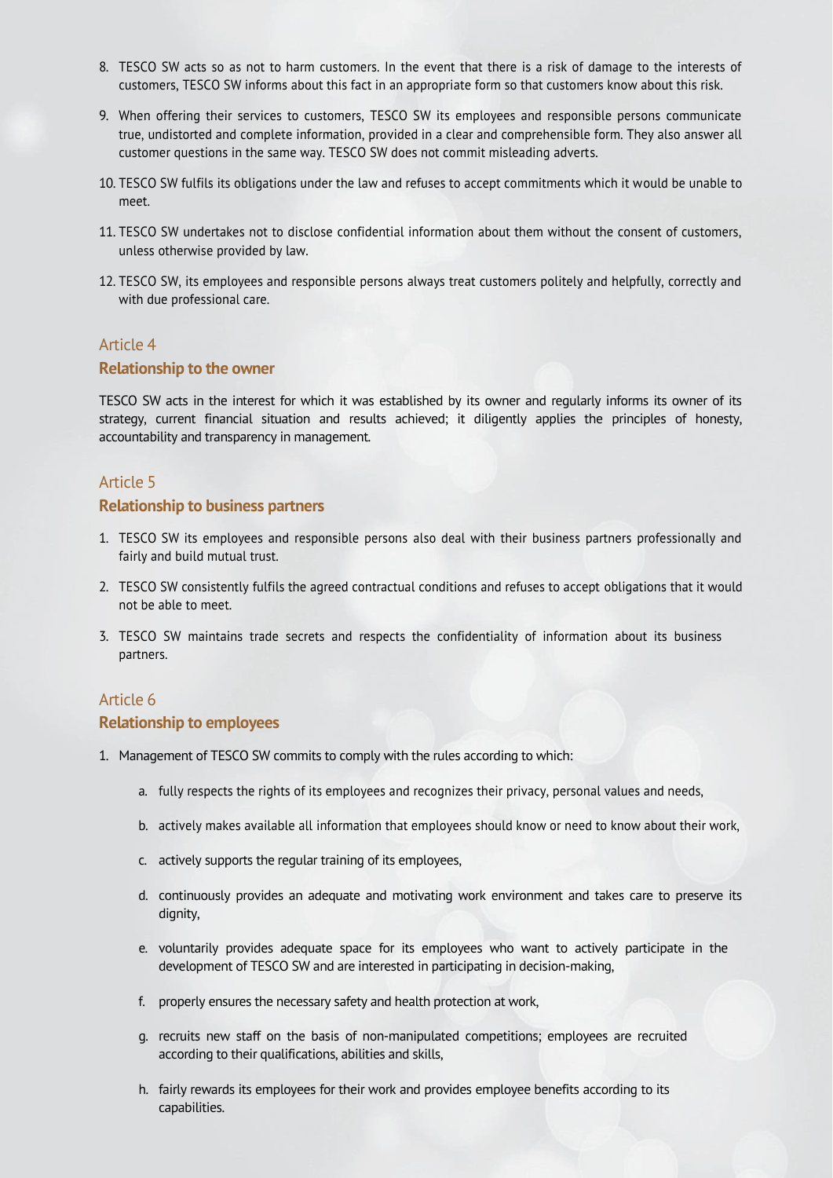8. TESCO SW acts so as not to harm customers. In the event that there is a risk of damage to the interests of customers, TESCO SW informs about this fact in an appropriate form so that customers know about this risk.

9. When offering their services to customers, TESCO SW its employees and responsible persons communicate true, undistorted and complete information, provided in a clear and comprehensible form. They also answer all customer questions in the same way. TESCO SW does not commit misleading adverts.

10. TESCO SW fulfils its obligations under the law and refuses to accept commitments which it would be unable to meet.

11. TESCO SW undertakes not to disclose confidential information about them without the consent of customers, unless otherwise provided by law.

12. TESCO SW, its employees and responsible persons always treat customers politely and helpfully, correctly and with due professional care.

## Article 4
### Relationship to the owner

TESCO SW acts in the interest for which it was established by its owner and regularly informs its owner of its strategy, current financial situation and results achieved; it diligently applies the principles of honesty, accountability and transparency in management.

## Article 5
### Relationship to business partners

1. TESCO SW its employees and responsible persons also deal with their business partners professionally and fairly and build mutual trust.

2. TESCO SW consistently fulfils the agreed contractual conditions and refuses to accept obligations that it would not be able to meet.

3. TESCO SW maintains trade secrets and respects the confidentiality of information about its business partners.

## Article 6
### Relationship to employees

1. Management of TESCO SW commits to comply with the rules according to which:

    a. fully respects the rights of its employees and recognizes their privacy, personal values and needs,

    b. actively makes available all information that employees should know or need to know about their work,

    c. actively supports the regular training of its employees,

    d. continuously provides an adequate and motivating work environment and takes care to preserve its dignity,

    e. voluntarily provides adequate space for its employees who want to actively participate in the development of TESCO SW and are interested in participating in decision-making,

    f. properly ensures the necessary safety and health protection at work,

    g. recruits new staff on the basis of non-manipulated competitions; employees are recruited according to their qualifications, abilities and skills,

    h. fairly rewards its employees for their work and provides employee benefits according to its capabilities.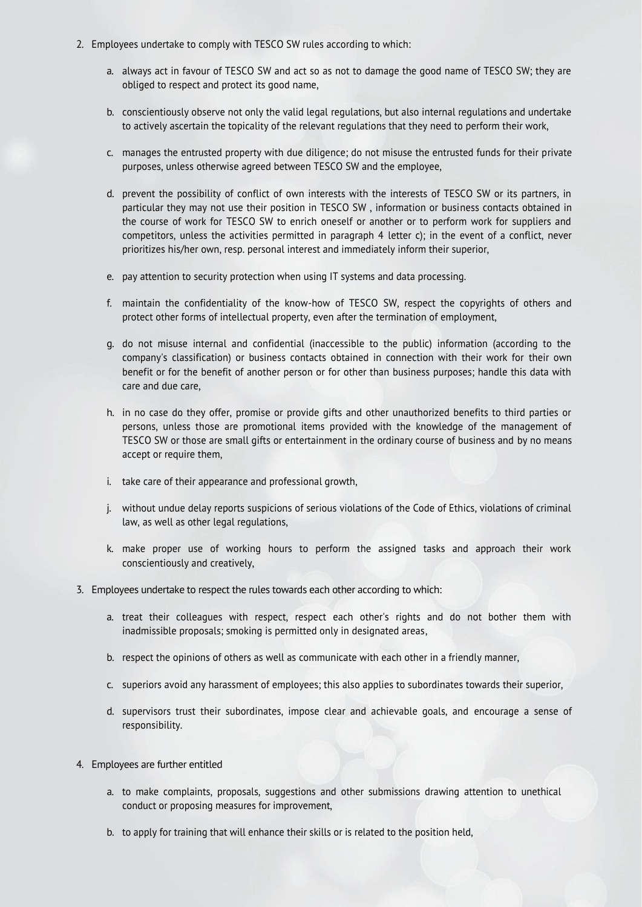2. Employees undertake to comply with TESCO SW rules according to which:

   a. always act in favour of TESCO SW and act so as not to damage the good name of TESCO SW; they are obliged to respect and protect its good name,

   b. conscientiously observe not only the valid legal regulations, but also internal regulations and undertake to actively ascertain the topicality of the relevant regulations that they need to perform their work,

   c. manages the entrusted property with due diligence; do not misuse the entrusted funds for their private purposes, unless otherwise agreed between TESCO SW and the employee,

   d. prevent the possibility of conflict of own interests with the interests of TESCO SW or its partners, in particular they may not use their position in TESCO SW , information or business contacts obtained in the course of work for TESCO SW to enrich oneself or another or to perform work for suppliers and competitors, unless the activities permitted in paragraph 4 letter c); in the event of a conflict, never prioritizes his/her own, resp. personal interest and immediately inform their superior,

   e. pay attention to security protection when using IT systems and data processing.

   f. maintain the confidentiality of the know-how of TESCO SW, respect the copyrights of others and protect other forms of intellectual property, even after the termination of employment,

   g. do not misuse internal and confidential (inaccessible to the public) information (according to the company's classification) or business contacts obtained in connection with their work for their own benefit or for the benefit of another person or for other than business purposes; handle this data with care and due care,

   h. in no case do they offer, promise or provide gifts and other unauthorized benefits to third parties or persons, unless those are promotional items provided with the knowledge of the management of TESCO SW or those are small gifts or entertainment in the ordinary course of business and by no means accept or require them,

   i. take care of their appearance and professional growth,

   j. without undue delay reports suspicions of serious violations of the Code of Ethics, violations of criminal law, as well as other legal regulations,

   k. make proper use of working hours to perform the assigned tasks and approach their work conscientiously and creatively,

3. Employees undertake to respect the rules towards each other according to which:

   a. treat their colleagues with respect, respect each other's rights and do not bother them with inadmissible proposals; smoking is permitted only in designated areas,

   b. respect the opinions of others as well as communicate with each other in a friendly manner,

   c. superiors avoid any harassment of employees; this also applies to subordinates towards their superior,

   d. supervisors trust their subordinates, impose clear and achievable goals, and encourage a sense of responsibility.

4. Employees are further entitled

   a. to make complaints, proposals, suggestions and other submissions drawing attention to unethical conduct or proposing measures for improvement,

   b. to apply for training that will enhance their skills or is related to the position held,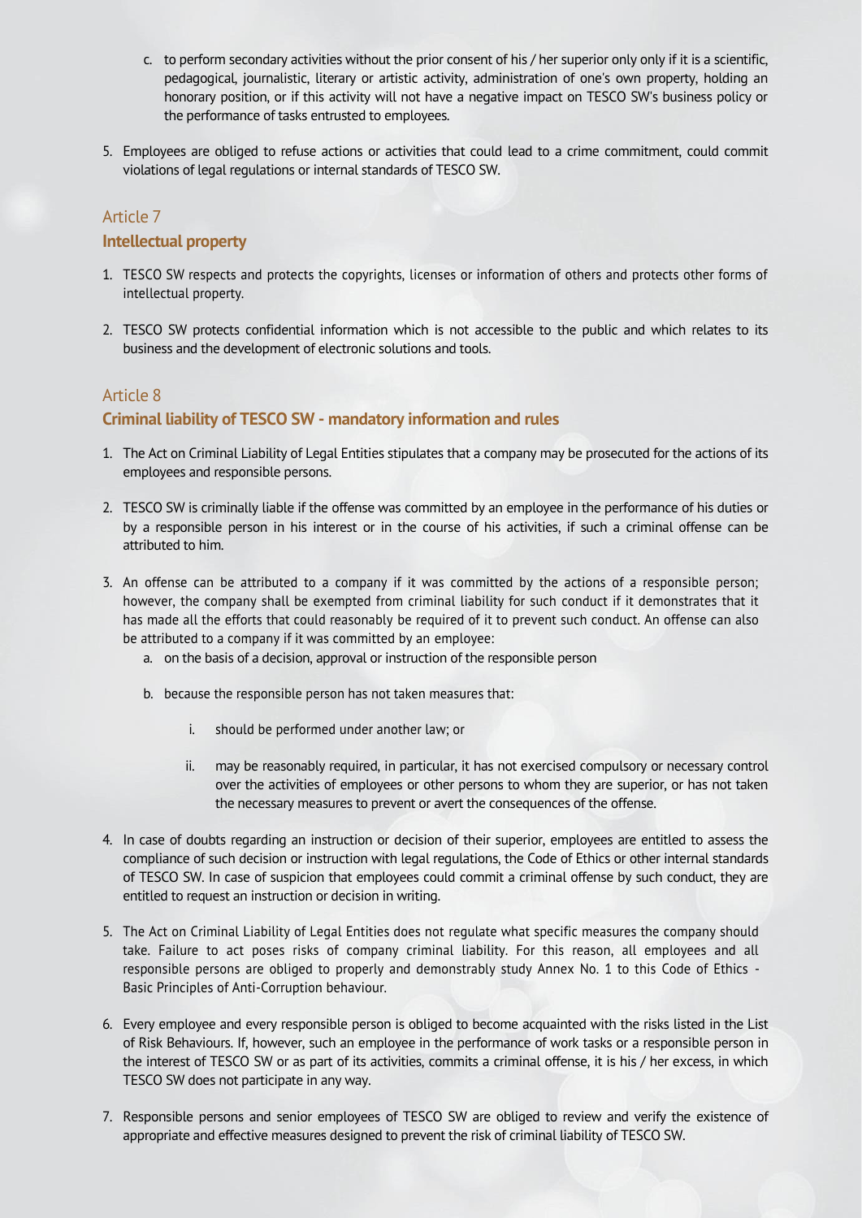c. to perform secondary activities without the prior consent of his / her superior only only if it is a scientific, pedagogical, journalistic, literary or artistic activity, administration of one's own property, holding an honorary position, or if this activity will not have a negative impact on TESCO SW's business policy or the performance of tasks entrusted to employees.

5. Employees are obliged to refuse actions or activities that could lead to a crime commitment, could commit violations of legal regulations or internal standards of TESCO SW.

## Article 7

### Intellectual property

1. TESCO SW respects and protects the copyrights, licenses or information of others and protects other forms of intellectual property.

2. TESCO SW protects confidential information which is not accessible to the public and which relates to its business and the development of electronic solutions and tools.

## Article 8

### Criminal liability of TESCO SW - mandatory information and rules

1. The Act on Criminal Liability of Legal Entities stipulates that a company may be prosecuted for the actions of its employees and responsible persons.

2. TESCO SW is criminally liable if the offense was committed by an employee in the performance of his duties or by a responsible person in his interest or in the course of his activities, if such a criminal offense can be attributed to him.

3. An offense can be attributed to a company if it was committed by the actions of a responsible person; however, the company shall be exempted from criminal liability for such conduct if it demonstrates that it has made all the efforts that could reasonably be required of it to prevent such conduct. An offense can also be attributed to a company if it was committed by an employee:
   a. on the basis of a decision, approval or instruction of the responsible person
   b. because the responsible person has not taken measures that:
      i. should be performed under another law; or
      ii. may be reasonably required, in particular, it has not exercised compulsory or necessary control over the activities of employees or other persons to whom they are superior, or has not taken the necessary measures to prevent or avert the consequences of the offense.

4. In case of doubts regarding an instruction or decision of their superior, employees are entitled to assess the compliance of such decision or instruction with legal regulations, the Code of Ethics or other internal standards of TESCO SW. In case of suspicion that employees could commit a criminal offense by such conduct, they are entitled to request an instruction or decision in writing.

5. The Act on Criminal Liability of Legal Entities does not regulate what specific measures the company should take. Failure to act poses risks of company criminal liability. For this reason, all employees and all responsible persons are obliged to properly and demonstrably study Annex No. 1 to this Code of Ethics - Basic Principles of Anti-Corruption behaviour.

6. Every employee and every responsible person is obliged to become acquainted with the risks listed in the List of Risk Behaviours. If, however, such an employee in the performance of work tasks or a responsible person in the interest of TESCO SW or as part of its activities, commits a criminal offense, it is his / her excess, in which TESCO SW does not participate in any way.

7. Responsible persons and senior employees of TESCO SW are obliged to review and verify the existence of appropriate and effective measures designed to prevent the risk of criminal liability of TESCO SW.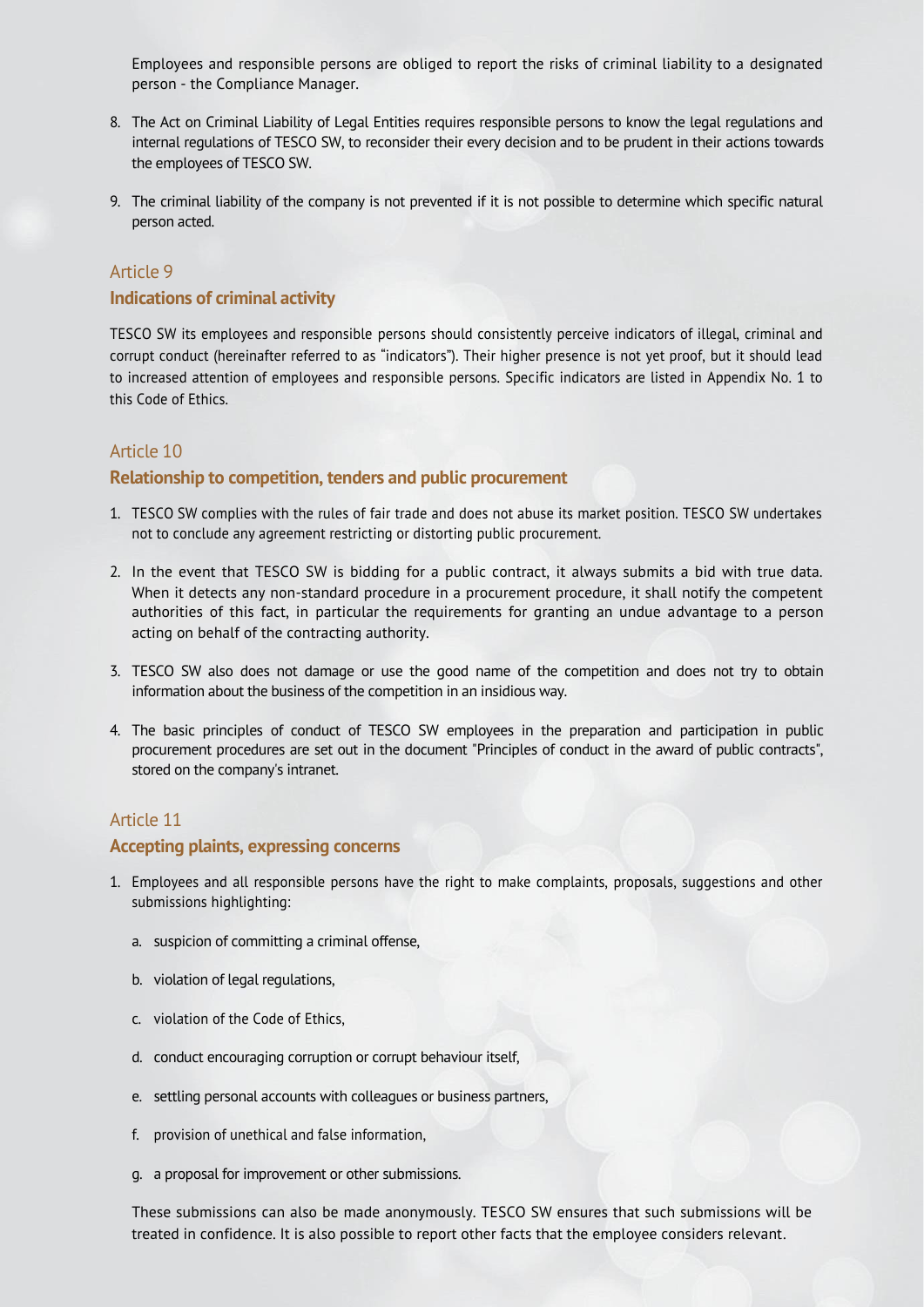Employees and responsible persons are obliged to report the risks of criminal liability to a designated person - the Compliance Manager.

8. The Act on Criminal Liability of Legal Entities requires responsible persons to know the legal regulations and internal regulations of TESCO SW, to reconsider their every decision and to be prudent in their actions towards the employees of TESCO SW.

9. The criminal liability of the company is not prevented if it is not possible to determine which specific natural person acted.

## Article 9

### Indications of criminal activity

TESCO SW its employees and responsible persons should consistently perceive indicators of illegal, criminal and corrupt conduct (hereinafter referred to as "indicators"). Their higher presence is not yet proof, but it should lead to increased attention of employees and responsible persons. Specific indicators are listed in Appendix No. 1 to this Code of Ethics.

## Article 10

### Relationship to competition, tenders and public procurement

1. TESCO SW complies with the rules of fair trade and does not abuse its market position. TESCO SW undertakes not to conclude any agreement restricting or distorting public procurement.

2. In the event that TESCO SW is bidding for a public contract, it always submits a bid with true data. When it detects any non-standard procedure in a procurement procedure, it shall notify the competent authorities of this fact, in particular the requirements for granting an undue advantage to a person acting on behalf of the contracting authority.

3. TESCO SW also does not damage or use the good name of the competition and does not try to obtain information about the business of the competition in an insidious way.

4. The basic principles of conduct of TESCO SW employees in the preparation and participation in public procurement procedures are set out in the document "Principles of conduct in the award of public contracts", stored on the company's intranet.

## Article 11

### Accepting plaints, expressing concerns

1. Employees and all responsible persons have the right to make complaints, proposals, suggestions and other submissions highlighting:

   a. suspicion of committing a criminal offense,

   b. violation of legal regulations,

   c. violation of the Code of Ethics,

   d. conduct encouraging corruption or corrupt behaviour itself,

   e. settling personal accounts with colleagues or business partners,

   f. provision of unethical and false information,

   g. a proposal for improvement or other submissions.

   These submissions can also be made anonymously. TESCO SW ensures that such submissions will be treated in confidence. It is also possible to report other facts that the employee considers relevant.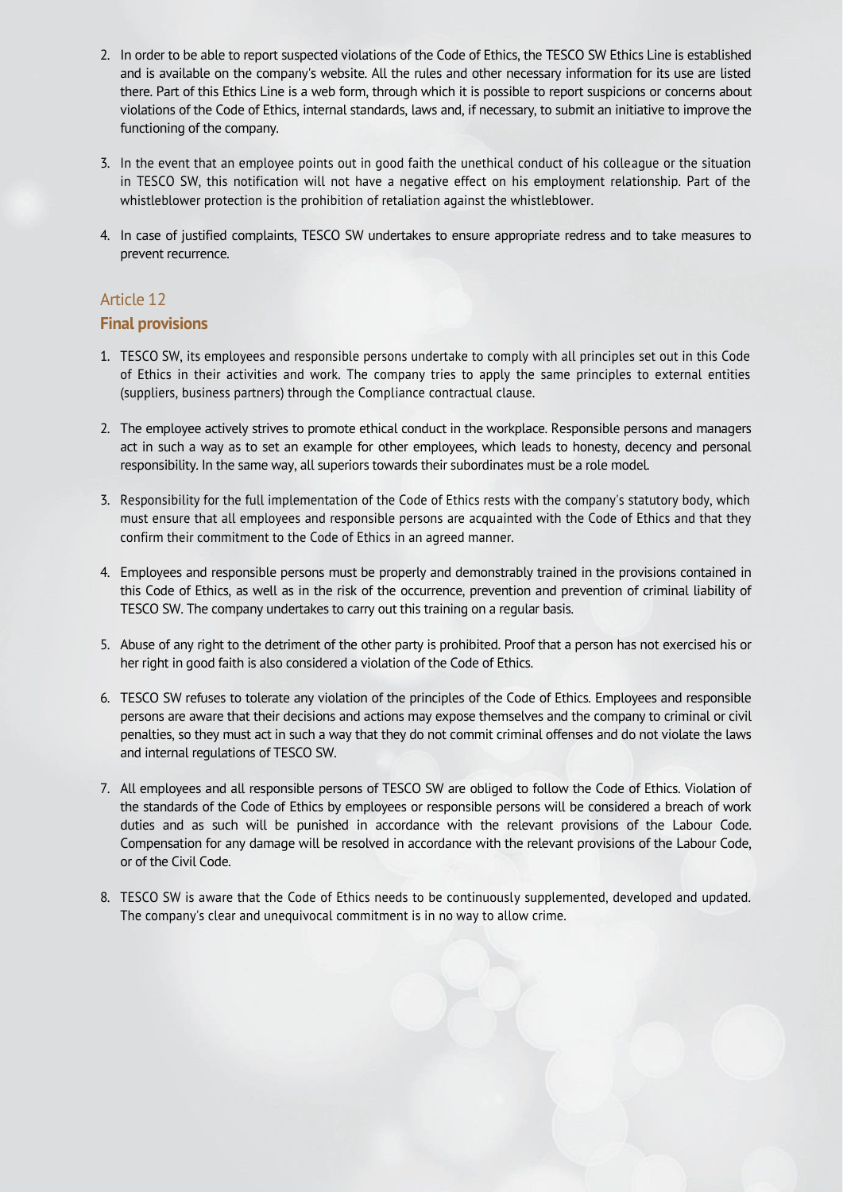2. In order to be able to report suspected violations of the Code of Ethics, the TESCO SW Ethics Line is established and is available on the company's website. All the rules and other necessary information for its use are listed there. Part of this Ethics Line is a web form, through which it is possible to report suspicions or concerns about violations of the Code of Ethics, internal standards, laws and, if necessary, to submit an initiative to improve the functioning of the company.

3. In the event that an employee points out in good faith the unethical conduct of his colleague or the situation in TESCO SW, this notification will not have a negative effect on his employment relationship. Part of the whistleblower protection is the prohibition of retaliation against the whistleblower.

4. In case of justified complaints, TESCO SW undertakes to ensure appropriate redress and to take measures to prevent recurrence.

## Article 12

### Final provisions

1. TESCO SW, its employees and responsible persons undertake to comply with all principles set out in this Code of Ethics in their activities and work. The company tries to apply the same principles to external entities (suppliers, business partners) through the Compliance contractual clause.

2. The employee actively strives to promote ethical conduct in the workplace. Responsible persons and managers act in such a way as to set an example for other employees, which leads to honesty, decency and personal responsibility. In the same way, all superiors towards their subordinates must be a role model.

3. Responsibility for the full implementation of the Code of Ethics rests with the company's statutory body, which must ensure that all employees and responsible persons are acquainted with the Code of Ethics and that they confirm their commitment to the Code of Ethics in an agreed manner.

4. Employees and responsible persons must be properly and demonstrably trained in the provisions contained in this Code of Ethics, as well as in the risk of the occurrence, prevention and prevention of criminal liability of TESCO SW. The company undertakes to carry out this training on a regular basis.

5. Abuse of any right to the detriment of the other party is prohibited. Proof that a person has not exercised his or her right in good faith is also considered a violation of the Code of Ethics.

6. TESCO SW refuses to tolerate any violation of the principles of the Code of Ethics. Employees and responsible persons are aware that their decisions and actions may expose themselves and the company to criminal or civil penalties, so they must act in such a way that they do not commit criminal offenses and do not violate the laws and internal regulations of TESCO SW.

7. All employees and all responsible persons of TESCO SW are obliged to follow the Code of Ethics. Violation of the standards of the Code of Ethics by employees or responsible persons will be considered a breach of work duties and as such will be punished in accordance with the relevant provisions of the Labour Code. Compensation for any damage will be resolved in accordance with the relevant provisions of the Labour Code, or of the Civil Code.

8. TESCO SW is aware that the Code of Ethics needs to be continuously supplemented, developed and updated. The company's clear and unequivocal commitment is in no way to allow crime.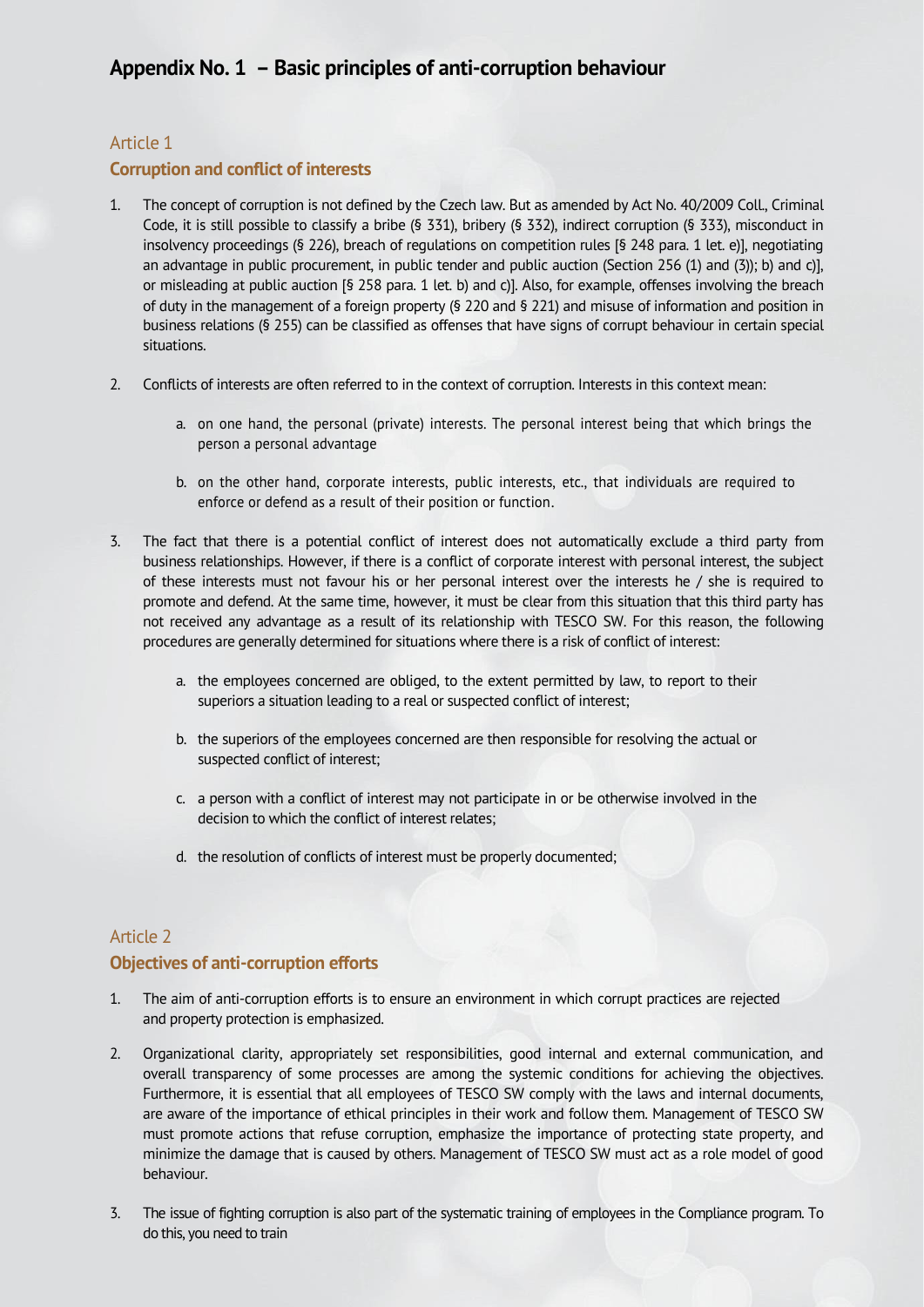# Appendix No. 1 – Basic principles of anti-corruption behaviour

## Article 1

### Corruption and conflict of interests

1. The concept of corruption is not defined by the Czech law. But as amended by Act No. 40/2009 Coll., Criminal Code, it is still possible to classify a bribe (§ 331), bribery (§ 332), indirect corruption (§ 333), misconduct in insolvency proceedings (§ 226), breach of regulations on competition rules [§ 248 para. 1 let. e)], negotiating an advantage in public procurement, in public tender and public auction (Section 256 (1) and (3)); b) and c)], or misleading at public auction [§ 258 para. 1 let. b) and c)]. Also, for example, offenses involving the breach of duty in the management of a foreign property (§ 220 and § 221) and misuse of information and position in business relations (§ 255) can be classified as offenses that have signs of corrupt behaviour in certain special situations.

2. Conflicts of interests are often referred to in the context of corruption. Interests in this context mean:

   a. on one hand, the personal (private) interests. The personal interest being that which brings the person a personal advantage

   b. on the other hand, corporate interests, public interests, etc., that individuals are required to enforce or defend as a result of their position or function.

3. The fact that there is a potential conflict of interest does not automatically exclude a third party from business relationships. However, if there is a conflict of corporate interest with personal interest, the subject of these interests must not favour his or her personal interest over the interests he / she is required to promote and defend. At the same time, however, it must be clear from this situation that this third party has not received any advantage as a result of its relationship with TESCO SW. For this reason, the following procedures are generally determined for situations where there is a risk of conflict of interest:

   a. the employees concerned are obliged, to the extent permitted by law, to report to their superiors a situation leading to a real or suspected conflict of interest;

   b. the superiors of the employees concerned are then responsible for resolving the actual or suspected conflict of interest;

   c. a person with a conflict of interest may not participate in or be otherwise involved in the decision to which the conflict of interest relates;

   d. the resolution of conflicts of interest must be properly documented;

## Article 2

### Objectives of anti-corruption efforts

1. The aim of anti-corruption efforts is to ensure an environment in which corrupt practices are rejected and property protection is emphasized.

2. Organizational clarity, appropriately set responsibilities, good internal and external communication, and overall transparency of some processes are among the systemic conditions for achieving the objectives. Furthermore, it is essential that all employees of TESCO SW comply with the laws and internal documents, are aware of the importance of ethical principles in their work and follow them. Management of TESCO SW must promote actions that refuse corruption, emphasize the importance of protecting state property, and minimize the damage that is caused by others. Management of TESCO SW must act as a role model of good behaviour.

3. The issue of fighting corruption is also part of the systematic training of employees in the Compliance program. To do this, you need to train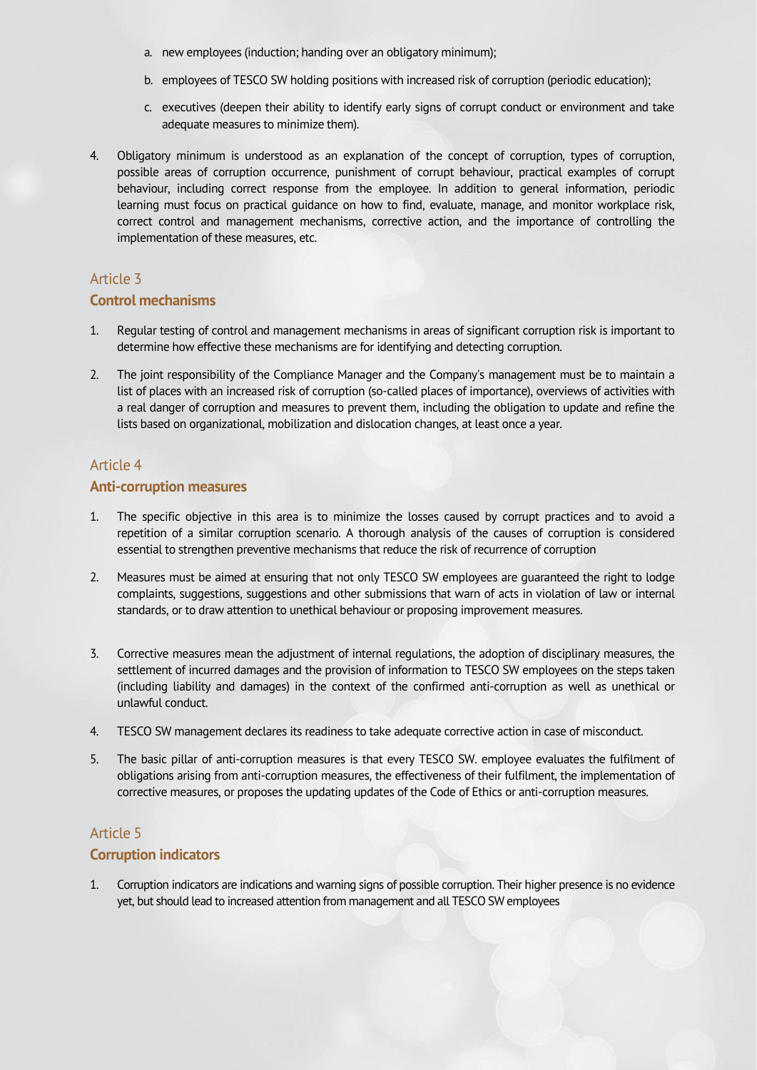a. new employees (induction; handing over an obligatory minimum);

   b. employees of TESCO SW holding positions with increased risk of corruption (periodic education);

   c. executives (deepen their ability to identify early signs of corrupt conduct or environment and take adequate measures to minimize them).

4. Obligatory minimum is understood as an explanation of the concept of corruption, types of corruption, possible areas of corruption occurrence, punishment of corrupt behaviour, practical examples of corrupt behaviour, including correct response from the employee. In addition to general information, periodic learning must focus on practical guidance on how to find, evaluate, manage, and monitor workplace risk, correct control and management mechanisms, corrective action, and the importance of controlling the implementation of these measures, etc.

## Article 3

### Control mechanisms

1. Regular testing of control and management mechanisms in areas of significant corruption risk is important to determine how effective these mechanisms are for identifying and detecting corruption.

2. The joint responsibility of the Compliance Manager and the Company's management must be to maintain a list of places with an increased risk of corruption (so-called places of importance), overviews of activities with a real danger of corruption and measures to prevent them, including the obligation to update and refine the lists based on organizational, mobilization and dislocation changes, at least once a year.

## Article 4

### Anti-corruption measures

1. The specific objective in this area is to minimize the losses caused by corrupt practices and to avoid a repetition of a similar corruption scenario. A thorough analysis of the causes of corruption is considered essential to strengthen preventive mechanisms that reduce the risk of recurrence of corruption

2. Measures must be aimed at ensuring that not only TESCO SW employees are guaranteed the right to lodge complaints, suggestions, suggestions and other submissions that warn of acts in violation of law or internal standards, or to draw attention to unethical behaviour or proposing improvement measures.

3. Corrective measures mean the adjustment of internal regulations, the adoption of disciplinary measures, the settlement of incurred damages and the provision of information to TESCO SW employees on the steps taken (including liability and damages) in the context of the confirmed anti-corruption as well as unethical or unlawful conduct.

4. TESCO SW management declares its readiness to take adequate corrective action in case of misconduct.

5. The basic pillar of anti-corruption measures is that every TESCO SW. employee evaluates the fulfilment of obligations arising from anti-corruption measures, the effectiveness of their fulfilment, the implementation of corrective measures, or proposes the updating updates of the Code of Ethics or anti-corruption measures.

## Article 5

### Corruption indicators

1. Corruption indicators are indications and warning signs of possible corruption. Their higher presence is no evidence yet, but should lead to increased attention from management and all TESCO SW employees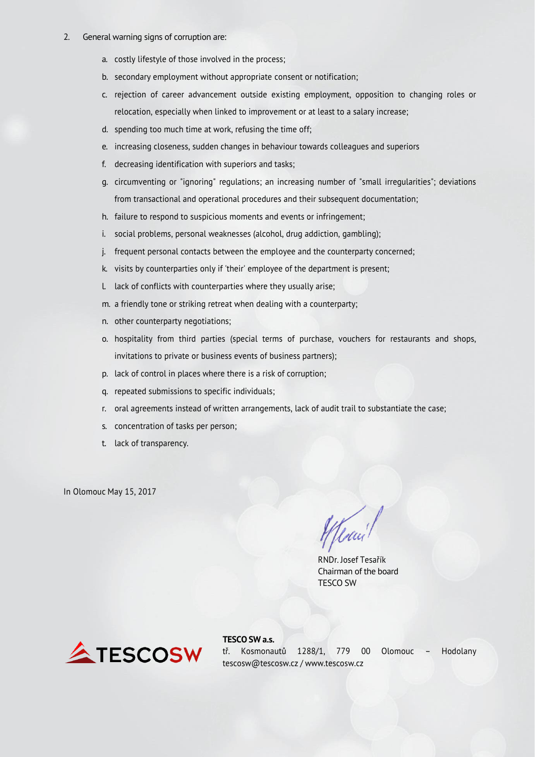2. General warning signs of corruption are:

    a. costly lifestyle of those involved in the process;
    b. secondary employment without appropriate consent or notification;
    c. rejection of career advancement outside existing employment, opposition to changing roles or relocation, especially when linked to improvement or at least to a salary increase;
    d. spending too much time at work, refusing the time off;
    e. increasing closeness, sudden changes in behaviour towards colleagues and superiors
    f. decreasing identification with superiors and tasks;
    g. circumventing or "ignoring" regulations; an increasing number of "small irregularities"; deviations from transactional and operational procedures and their subsequent documentation;
    h. failure to respond to suspicious moments and events or infringement;
    i. social problems, personal weaknesses (alcohol, drug addiction, gambling);
    j. frequent personal contacts between the employee and the counterparty concerned;
    k. visits by counterparties only if 'their' employee of the department is present;
    l. lack of conflicts with counterparties where they usually arise;
    m. a friendly tone or striking retreat when dealing with a counterparty;
    n. other counterparty negotiations;
    o. hospitality from third parties (special terms of purchase, vouchers for restaurants and shops, invitations to private or business events of business partners);
    p. lack of control in places where there is a risk of corruption;
    q. repeated submissions to specific individuals;
    r. oral agreements instead of written arrangements, lack of audit trail to substantiate the case;
    s. concentration of tasks per person;
    t. lack of transparency.

In Olomouc May 15, 2017

RNDr. Josef Tesařík
Chairman of the board
TESCO SW

**TESCO SW a.s.**
tř. Kosmonautů 1288/1, 779 00 Olomouc – Hodolany
tescosw@tescosw.cz / www.tescosw.cz